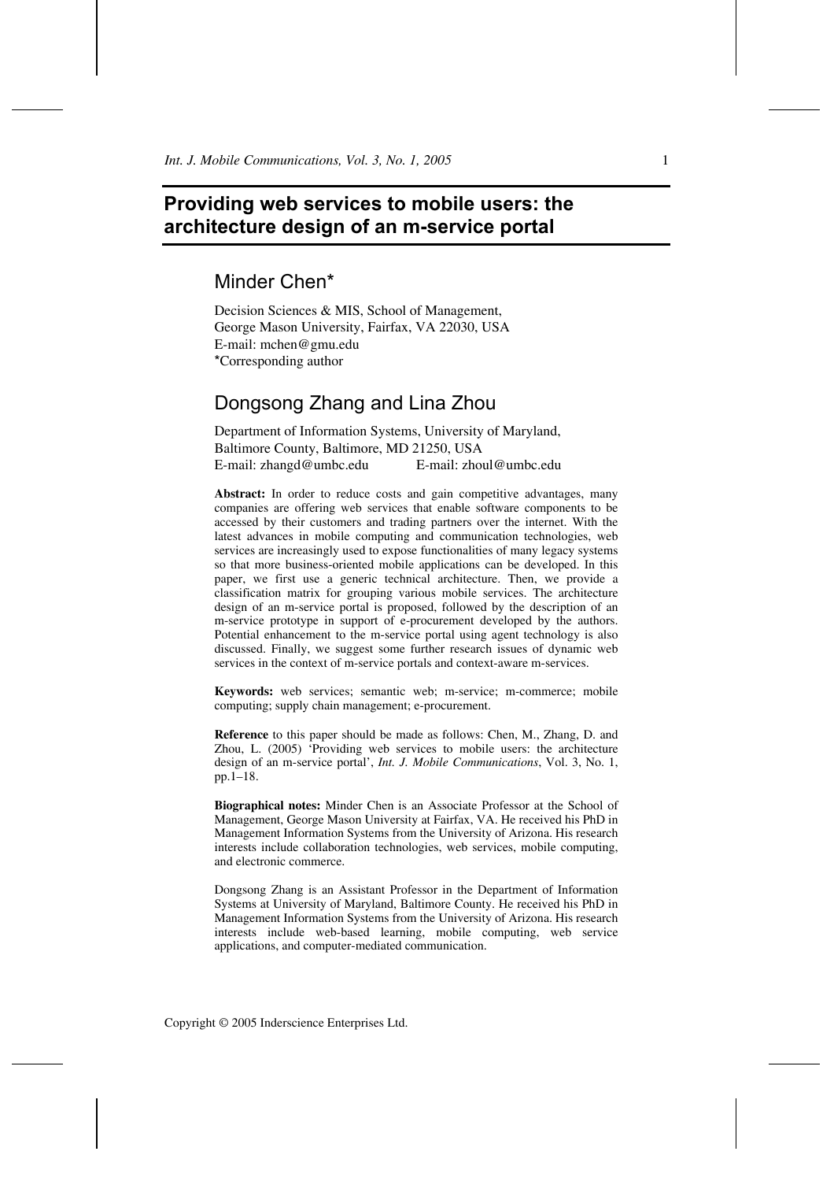# Providing web services to mobile users: the architecture design of an m-service portal

## Minder Chen*

Decision Sciences & MIS, School of Management,
George Mason University, Fairfax, VA 22030, USA
E-mail: mchen@gmu.edu
*Corresponding author

## Dongsong Zhang and Lina Zhou

Department of Information Systems, University of Maryland,
Baltimore County, Baltimore, MD 21250, USA
E-mail: zhangd@umbc.edu E-mail: zhoul@umbc.edu

**Abstract:** In order to reduce costs and gain competitive advantages, many companies are offering web services that enable software components to be accessed by their customers and trading partners over the internet. With the latest advances in mobile computing and communication technologies, web services are increasingly used to expose functionalities of many legacy systems so that more business-oriented mobile applications can be developed. In this paper, we first use a generic technical architecture. Then, we provide a classification matrix for grouping various mobile services. The architecture design of an m-service portal is proposed, followed by the description of an m-service prototype in support of e-procurement developed by the authors. Potential enhancement to the m-service portal using agent technology is also discussed. Finally, we suggest some further research issues of dynamic web services in the context of m-service portals and context-aware m-services.

**Keywords:** web services; semantic web; m-service; m-commerce; mobile computing; supply chain management; e-procurement.

**Reference** to this paper should be made as follows: Chen, M., Zhang, D. and Zhou, L. (2005) 'Providing web services to mobile users: the architecture design of an m-service portal', *Int. J. Mobile Communications*, Vol. 3, No. 1, pp.1–18.

**Biographical notes:** Minder Chen is an Associate Professor at the School of Management, George Mason University at Fairfax, VA. He received his PhD in Management Information Systems from the University of Arizona. His research interests include collaboration technologies, web services, mobile computing, and electronic commerce.

Dongsong Zhang is an Assistant Professor in the Department of Information Systems at University of Maryland, Baltimore County. He received his PhD in Management Information Systems from the University of Arizona. His research interests include web-based learning, mobile computing, web service applications, and computer-mediated communication.

Copyright © 2005 Inderscience Enterprises Ltd.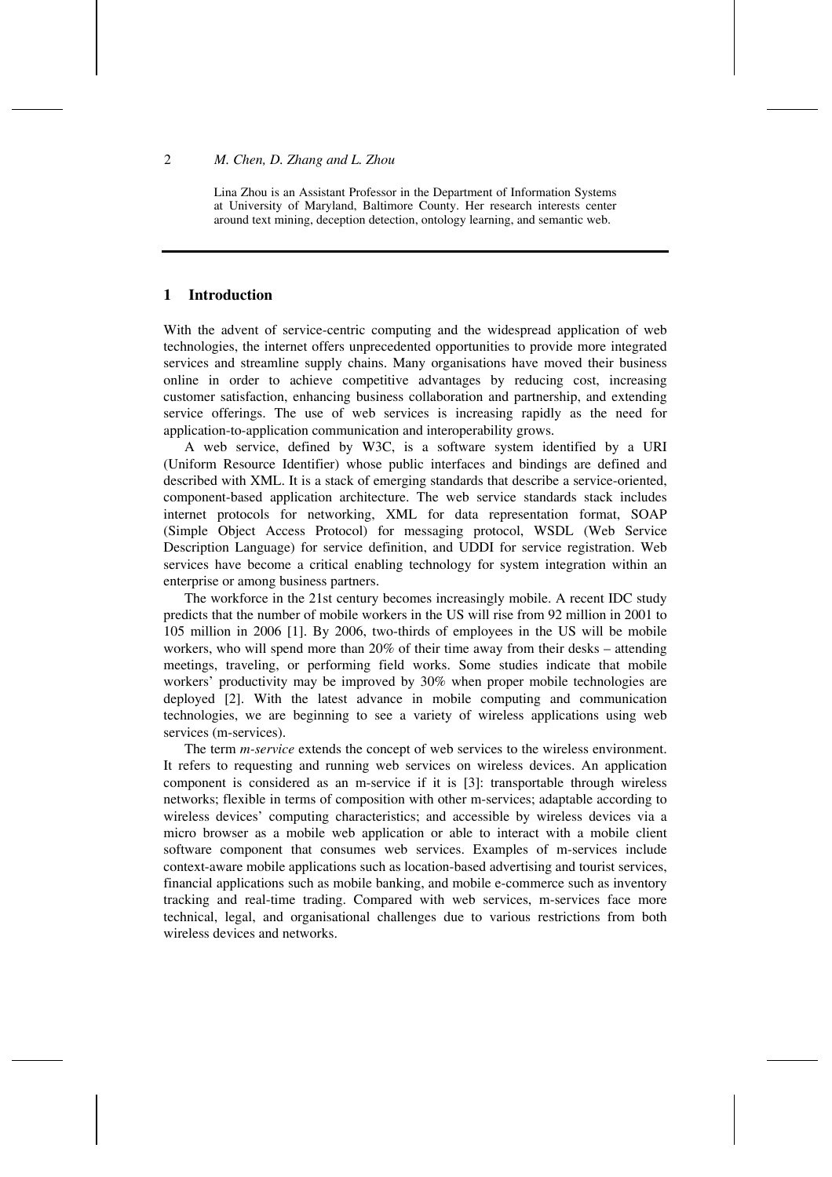Lina Zhou is an Assistant Professor in the Department of Information Systems at University of Maryland, Baltimore County. Her research interests center around text mining, deception detection, ontology learning, and semantic web.

## 1 Introduction

With the advent of service-centric computing and the widespread application of web technologies, the internet offers unprecedented opportunities to provide more integrated services and streamline supply chains. Many organisations have moved their business online in order to achieve competitive advantages by reducing cost, increasing customer satisfaction, enhancing business collaboration and partnership, and extending service offerings. The use of web services is increasing rapidly as the need for application-to-application communication and interoperability grows.

A web service, defined by W3C, is a software system identified by a URI (Uniform Resource Identifier) whose public interfaces and bindings are defined and described with XML. It is a stack of emerging standards that describe a service-oriented, component-based application architecture. The web service standards stack includes internet protocols for networking, XML for data representation format, SOAP (Simple Object Access Protocol) for messaging protocol, WSDL (Web Service Description Language) for service definition, and UDDI for service registration. Web services have become a critical enabling technology for system integration within an enterprise or among business partners.

The workforce in the 21st century becomes increasingly mobile. A recent IDC study predicts that the number of mobile workers in the US will rise from 92 million in 2001 to 105 million in 2006 [1]. By 2006, two-thirds of employees in the US will be mobile workers, who will spend more than 20% of their time away from their desks – attending meetings, traveling, or performing field works. Some studies indicate that mobile workers' productivity may be improved by 30% when proper mobile technologies are deployed [2]. With the latest advance in mobile computing and communication technologies, we are beginning to see a variety of wireless applications using web services (m-services).

The term *m-service* extends the concept of web services to the wireless environment. It refers to requesting and running web services on wireless devices. An application component is considered as an m-service if it is [3]: transportable through wireless networks; flexible in terms of composition with other m-services; adaptable according to wireless devices' computing characteristics; and accessible by wireless devices via a micro browser as a mobile web application or able to interact with a mobile client software component that consumes web services. Examples of m-services include context-aware mobile applications such as location-based advertising and tourist services, financial applications such as mobile banking, and mobile e-commerce such as inventory tracking and real-time trading. Compared with web services, m-services face more technical, legal, and organisational challenges due to various restrictions from both wireless devices and networks.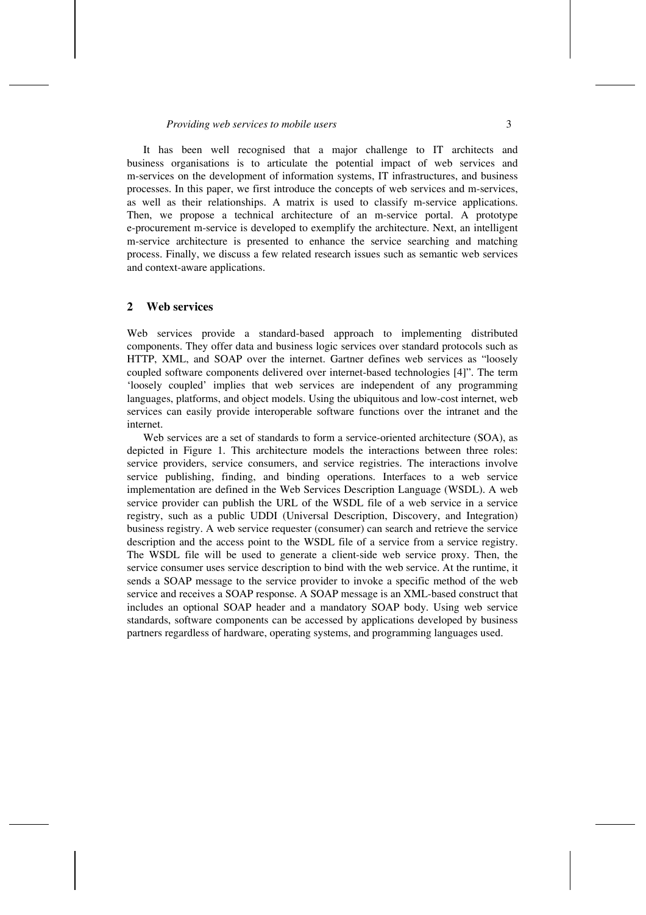It has been well recognised that a major challenge to IT architects and business organisations is to articulate the potential impact of web services and m-services on the development of information systems, IT infrastructures, and business processes. In this paper, we first introduce the concepts of web services and m-services, as well as their relationships. A matrix is used to classify m-service applications. Then, we propose a technical architecture of an m-service portal. A prototype e-procurement m-service is developed to exemplify the architecture. Next, an intelligent m-service architecture is presented to enhance the service searching and matching process. Finally, we discuss a few related research issues such as semantic web services and context-aware applications.

## 2 Web services

Web services provide a standard-based approach to implementing distributed components. They offer data and business logic services over standard protocols such as HTTP, XML, and SOAP over the internet. Gartner defines web services as "loosely coupled software components delivered over internet-based technologies [4]". The term 'loosely coupled' implies that web services are independent of any programming languages, platforms, and object models. Using the ubiquitous and low-cost internet, web services can easily provide interoperable software functions over the intranet and the internet.

Web services are a set of standards to form a service-oriented architecture (SOA), as depicted in Figure 1. This architecture models the interactions between three roles: service providers, service consumers, and service registries. The interactions involve service publishing, finding, and binding operations. Interfaces to a web service implementation are defined in the Web Services Description Language (WSDL). A web service provider can publish the URL of the WSDL file of a web service in a service registry, such as a public UDDI (Universal Description, Discovery, and Integration) business registry. A web service requester (consumer) can search and retrieve the service description and the access point to the WSDL file of a service from a service registry. The WSDL file will be used to generate a client-side web service proxy. Then, the service consumer uses service description to bind with the web service. At the runtime, it sends a SOAP message to the service provider to invoke a specific method of the web service and receives a SOAP response. A SOAP message is an XML-based construct that includes an optional SOAP header and a mandatory SOAP body. Using web service standards, software components can be accessed by applications developed by business partners regardless of hardware, operating systems, and programming languages used.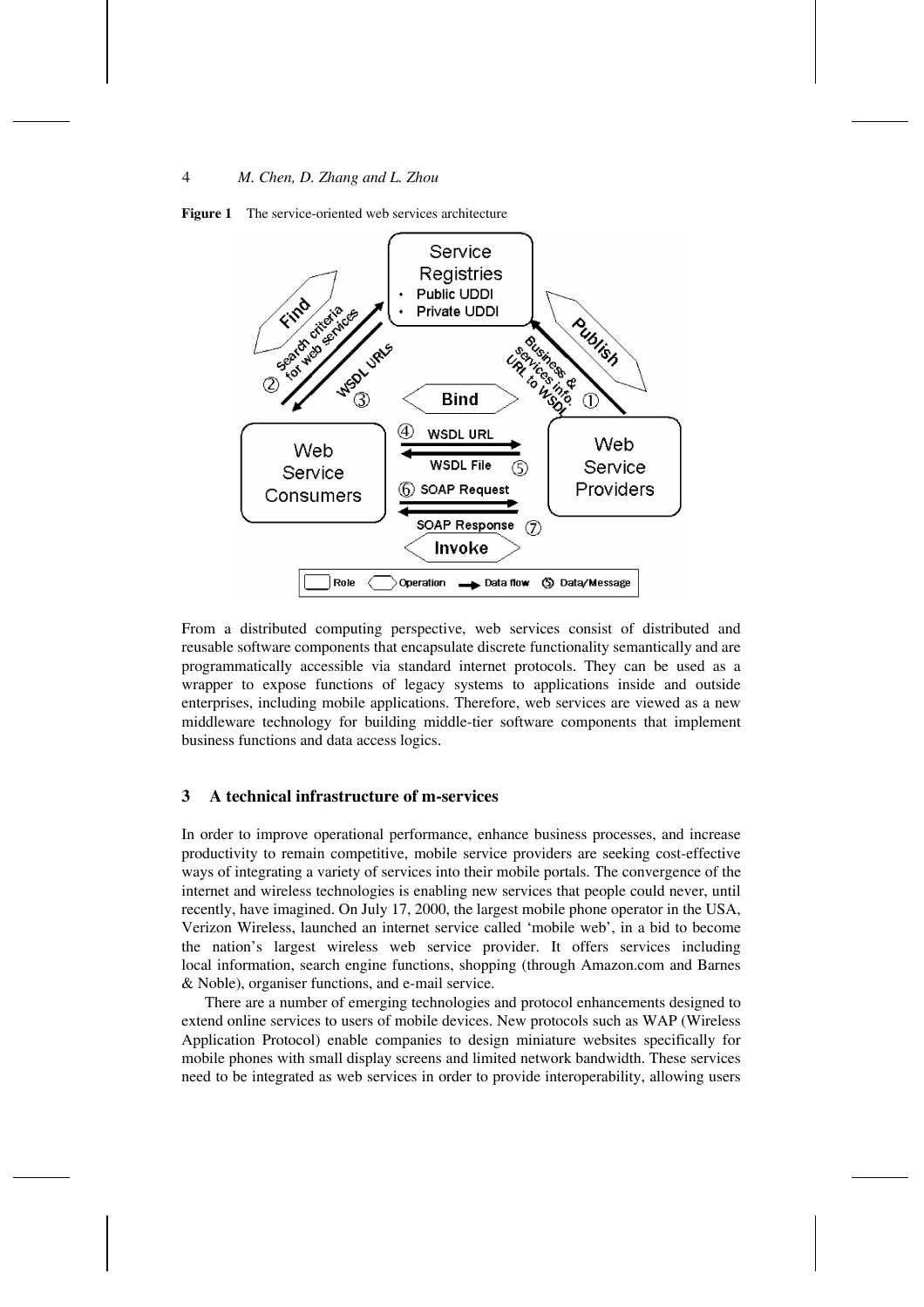**Figure 1** The service-oriented web services architecture

From a distributed computing perspective, web services consist of distributed and reusable software components that encapsulate discrete functionality semantically and are programmatically accessible via standard internet protocols. They can be used as a wrapper to expose functions of legacy systems to applications inside and outside enterprises, including mobile applications. Therefore, web services are viewed as a new middleware technology for building middle-tier software components that implement business functions and data access logics.

## 3 A technical infrastructure of m-services

In order to improve operational performance, enhance business processes, and increase productivity to remain competitive, mobile service providers are seeking cost-effective ways of integrating a variety of services into their mobile portals. The convergence of the internet and wireless technologies is enabling new services that people could never, until recently, have imagined. On July 17, 2000, the largest mobile phone operator in the USA, Verizon Wireless, launched an internet service called 'mobile web', in a bid to become the nation's largest wireless web service provider. It offers services including local information, search engine functions, shopping (through Amazon.com and Barnes & Noble), organiser functions, and e-mail service.

There are a number of emerging technologies and protocol enhancements designed to extend online services to users of mobile devices. New protocols such as WAP (Wireless Application Protocol) enable companies to design miniature websites specifically for mobile phones with small display screens and limited network bandwidth. These services need to be integrated as web services in order to provide interoperability, allowing users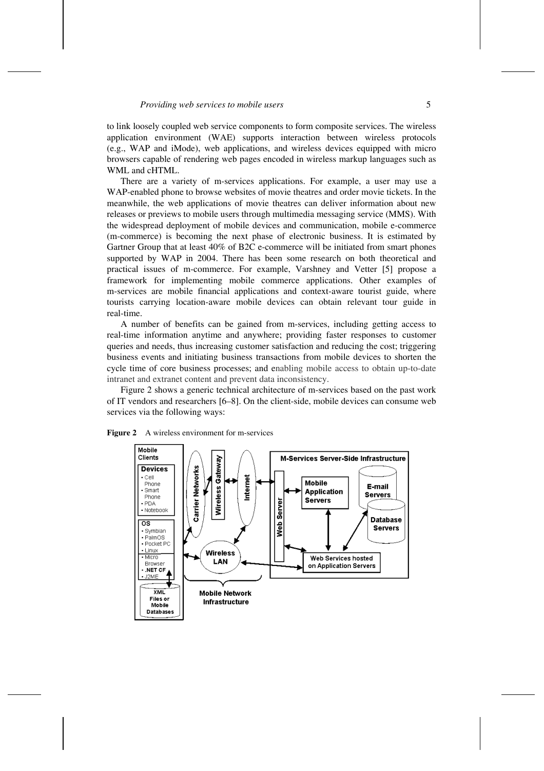to link loosely coupled web service components to form composite services. The wireless application environment (WAE) supports interaction between wireless protocols (e.g., WAP and iMode), web applications, and wireless devices equipped with micro browsers capable of rendering web pages encoded in wireless markup languages such as WML and cHTML.

There are a variety of m-services applications. For example, a user may use a WAP-enabled phone to browse websites of movie theatres and order movie tickets. In the meanwhile, the web applications of movie theatres can deliver information about new releases or previews to mobile users through multimedia messaging service (MMS). With the widespread deployment of mobile devices and communication, mobile e-commerce (m-commerce) is becoming the next phase of electronic business. It is estimated by Gartner Group that at least 40% of B2C e-commerce will be initiated from smart phones supported by WAP in 2004. There has been some research on both theoretical and practical issues of m-commerce. For example, Varshney and Vetter [5] propose a framework for implementing mobile commerce applications. Other examples of m-services are mobile financial applications and context-aware tourist guide, where tourists carrying location-aware mobile devices can obtain relevant tour guide in real-time.

A number of benefits can be gained from m-services, including getting access to real-time information anytime and anywhere; providing faster responses to customer queries and needs, thus increasing customer satisfaction and reducing the cost; triggering business events and initiating business transactions from mobile devices to shorten the cycle time of core business processes; and enabling mobile access to obtain up-to-date intranet and extranet content and prevent data inconsistency.

Figure 2 shows a generic technical architecture of m-services based on the past work of IT vendors and researchers [6–8]. On the client-side, mobile devices can consume web services via the following ways:

**Figure 2** A wireless environment for m-services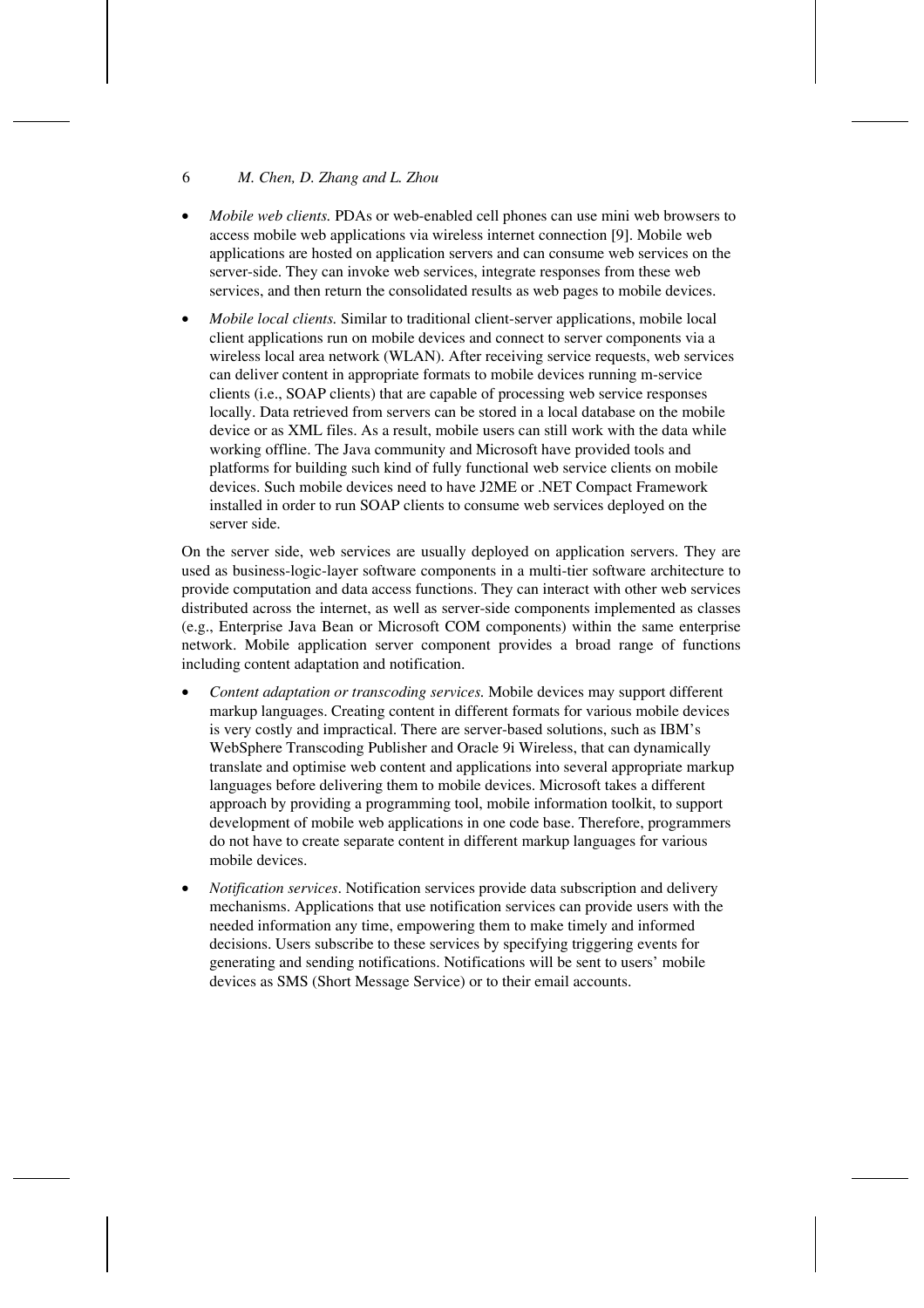- *Mobile web clients.* PDAs or web-enabled cell phones can use mini web browsers to access mobile web applications via wireless internet connection [9]. Mobile web applications are hosted on application servers and can consume web services on the server-side. They can invoke web services, integrate responses from these web services, and then return the consolidated results as web pages to mobile devices.
- *Mobile local clients.* Similar to traditional client-server applications, mobile local client applications run on mobile devices and connect to server components via a wireless local area network (WLAN). After receiving service requests, web services can deliver content in appropriate formats to mobile devices running m-service clients (i.e., SOAP clients) that are capable of processing web service responses locally. Data retrieved from servers can be stored in a local database on the mobile device or as XML files. As a result, mobile users can still work with the data while working offline. The Java community and Microsoft have provided tools and platforms for building such kind of fully functional web service clients on mobile devices. Such mobile devices need to have J2ME or .NET Compact Framework installed in order to run SOAP clients to consume web services deployed on the server side.

On the server side, web services are usually deployed on application servers. They are used as business-logic-layer software components in a multi-tier software architecture to provide computation and data access functions. They can interact with other web services distributed across the internet, as well as server-side components implemented as classes (e.g., Enterprise Java Bean or Microsoft COM components) within the same enterprise network. Mobile application server component provides a broad range of functions including content adaptation and notification.

- *Content adaptation or transcoding services.* Mobile devices may support different markup languages. Creating content in different formats for various mobile devices is very costly and impractical. There are server-based solutions, such as IBM's WebSphere Transcoding Publisher and Oracle 9i Wireless, that can dynamically translate and optimise web content and applications into several appropriate markup languages before delivering them to mobile devices. Microsoft takes a different approach by providing a programming tool, mobile information toolkit, to support development of mobile web applications in one code base. Therefore, programmers do not have to create separate content in different markup languages for various mobile devices.
- *Notification services*. Notification services provide data subscription and delivery mechanisms. Applications that use notification services can provide users with the needed information any time, empowering them to make timely and informed decisions. Users subscribe to these services by specifying triggering events for generating and sending notifications. Notifications will be sent to users' mobile devices as SMS (Short Message Service) or to their email accounts.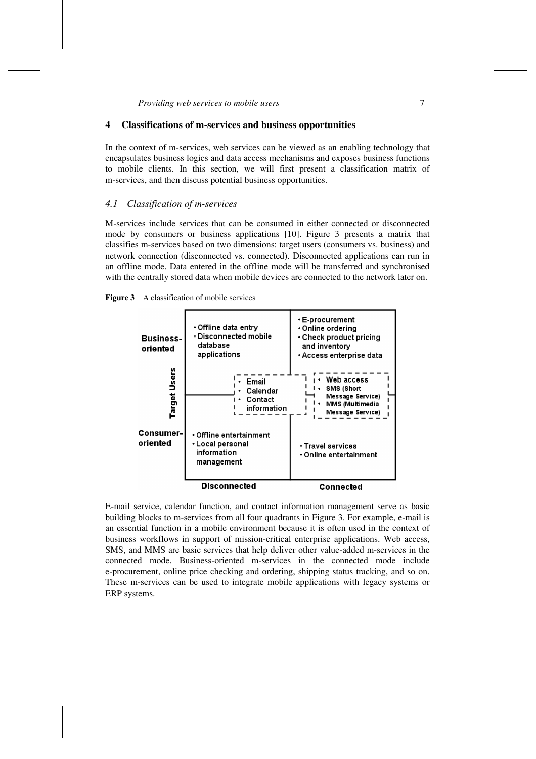## 4 Classifications of m-services and business opportunities

In the context of m-services, web services can be viewed as an enabling technology that encapsulates business logics and data access mechanisms and exposes business functions to mobile clients. In this section, we will first present a classification matrix of m-services, and then discuss potential business opportunities.

### *4.1 Classification of m-services*

M-services include services that can be consumed in either connected or disconnected mode by consumers or business applications [10]. Figure 3 presents a matrix that classifies m-services based on two dimensions: target users (consumers vs. business) and network connection (disconnected vs. connected). Disconnected applications can run in an offline mode. Data entered in the offline mode will be transferred and synchronised with the centrally stored data when mobile devices are connected to the network later on.

**Figure 3** A classification of mobile services

| Target Users | Disconnected | Connected |
| --- | --- | --- |
| Business-oriented | • Offline data entry<br>• Disconnected mobile database applications | • E-procurement<br>• Online ordering<br>• Check product pricing and inventory<br>• Access enterprise data |
| (spanning both rows) | • Email<br>• Calendar<br>• Contact information (spanning all four quadrants) | • Web access<br>• SMS (Short Message Service)<br>• MMS (Multimedia Message Service) |
| Consumer-oriented | • Offline entertainment<br>• Local personal information management | • Travel services<br>• Online entertainment |

E-mail service, calendar function, and contact information management serve as basic building blocks to m-services from all four quadrants in Figure 3. For example, e-mail is an essential function in a mobile environment because it is often used in the context of business workflows in support of mission-critical enterprise applications. Web access, SMS, and MMS are basic services that help deliver other value-added m-services in the connected mode. Business-oriented m-services in the connected mode include e-procurement, online price checking and ordering, shipping status tracking, and so on. These m-services can be used to integrate mobile applications with legacy systems or ERP systems.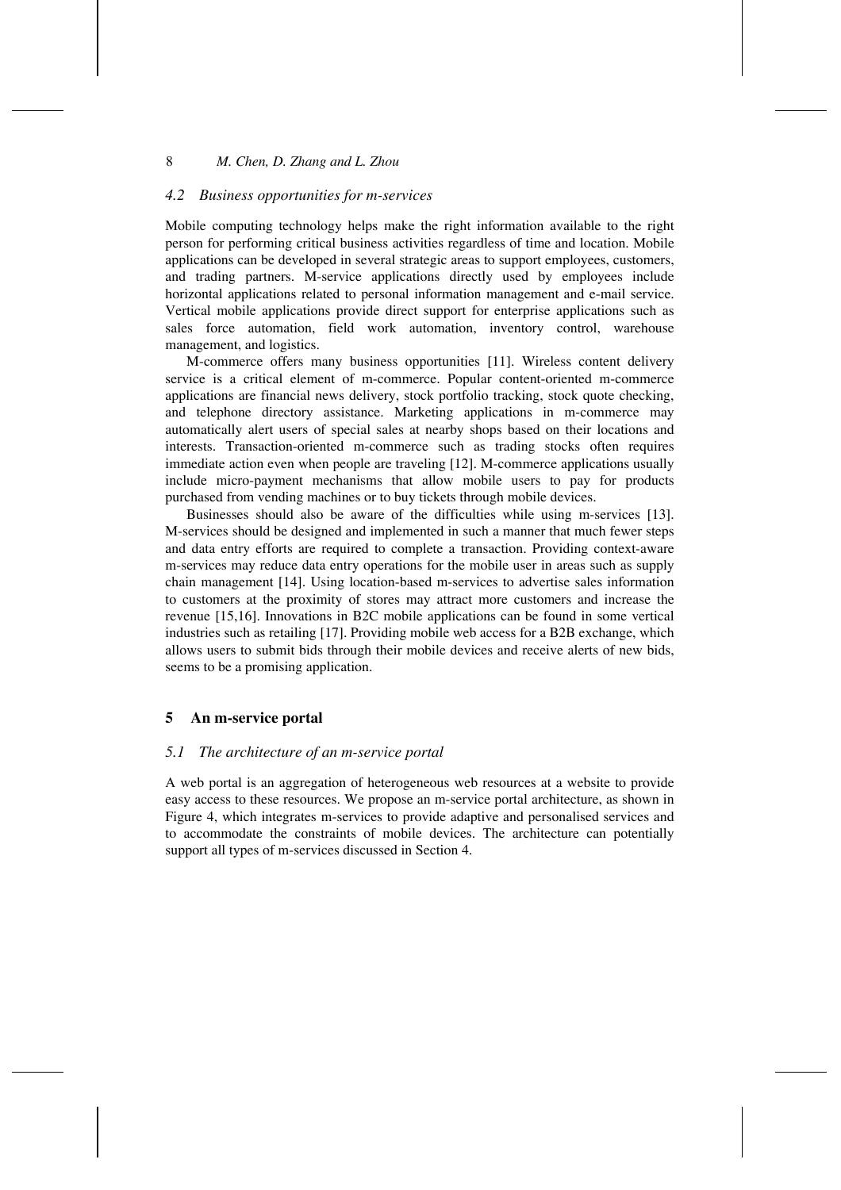### 4.2 Business opportunities for m-services

Mobile computing technology helps make the right information available to the right person for performing critical business activities regardless of time and location. Mobile applications can be developed in several strategic areas to support employees, customers, and trading partners. M-service applications directly used by employees include horizontal applications related to personal information management and e-mail service. Vertical mobile applications provide direct support for enterprise applications such as sales force automation, field work automation, inventory control, warehouse management, and logistics.

M-commerce offers many business opportunities [11]. Wireless content delivery service is a critical element of m-commerce. Popular content-oriented m-commerce applications are financial news delivery, stock portfolio tracking, stock quote checking, and telephone directory assistance. Marketing applications in m-commerce may automatically alert users of special sales at nearby shops based on their locations and interests. Transaction-oriented m-commerce such as trading stocks often requires immediate action even when people are traveling [12]. M-commerce applications usually include micro-payment mechanisms that allow mobile users to pay for products purchased from vending machines or to buy tickets through mobile devices.

Businesses should also be aware of the difficulties while using m-services [13]. M-services should be designed and implemented in such a manner that much fewer steps and data entry efforts are required to complete a transaction. Providing context-aware m-services may reduce data entry operations for the mobile user in areas such as supply chain management [14]. Using location-based m-services to advertise sales information to customers at the proximity of stores may attract more customers and increase the revenue [15,16]. Innovations in B2C mobile applications can be found in some vertical industries such as retailing [17]. Providing mobile web access for a B2B exchange, which allows users to submit bids through their mobile devices and receive alerts of new bids, seems to be a promising application.

## 5 An m-service portal

### 5.1 The architecture of an m-service portal

A web portal is an aggregation of heterogeneous web resources at a website to provide easy access to these resources. We propose an m-service portal architecture, as shown in Figure 4, which integrates m-services to provide adaptive and personalised services and to accommodate the constraints of mobile devices. The architecture can potentially support all types of m-services discussed in Section 4.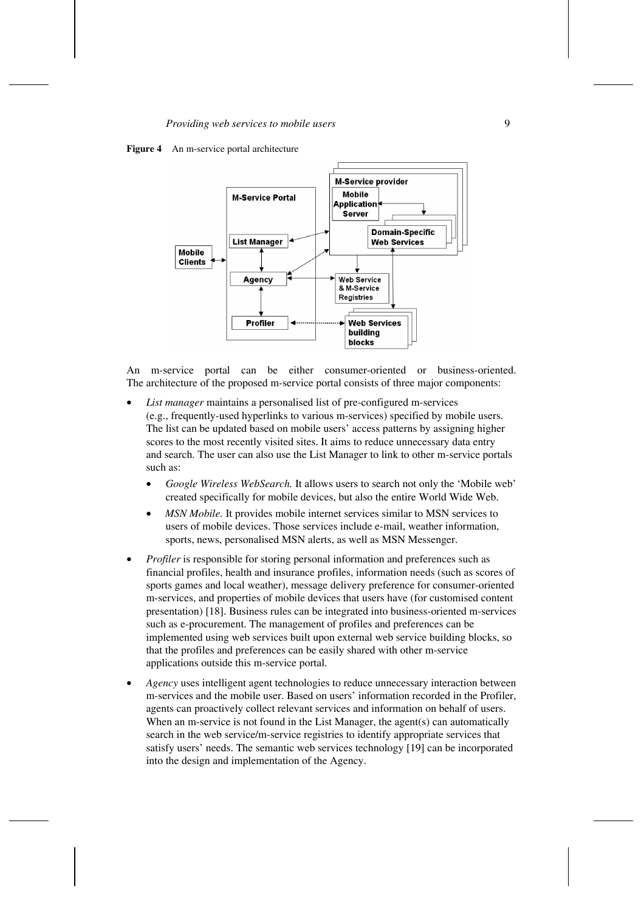**Figure 4** An m-service portal architecture

M-Service provider
Mobile Application Server
Domain-Specific Web Services
M-Service Portal
List Manager
Agency
Profiler
Mobile Clients
Web Service & M-Service Registries
Web Services building blocks

An m-service portal can be either consumer-oriented or business-oriented. The architecture of the proposed m-service portal consists of three major components:

- *List manager* maintains a personalised list of pre-configured m-services (e.g., frequently-used hyperlinks to various m-services) specified by mobile users. The list can be updated based on mobile users' access patterns by assigning higher scores to the most recently visited sites. It aims to reduce unnecessary data entry and search. The user can also use the List Manager to link to other m-service portals such as:
  - *Google Wireless WebSearch.* It allows users to search not only the 'Mobile web' created specifically for mobile devices, but also the entire World Wide Web.
  - *MSN Mobile.* It provides mobile internet services similar to MSN services to users of mobile devices. Those services include e-mail, weather information, sports, news, personalised MSN alerts, as well as MSN Messenger.
- *Profiler* is responsible for storing personal information and preferences such as financial profiles, health and insurance profiles, information needs (such as scores of sports games and local weather), message delivery preference for consumer-oriented m-services, and properties of mobile devices that users have (for customised content presentation) [18]. Business rules can be integrated into business-oriented m-services such as e-procurement. The management of profiles and preferences can be implemented using web services built upon external web service building blocks, so that the profiles and preferences can be easily shared with other m-service applications outside this m-service portal.
- *Agency* uses intelligent agent technologies to reduce unnecessary interaction between m-services and the mobile user. Based on users' information recorded in the Profiler, agents can proactively collect relevant services and information on behalf of users. When an m-service is not found in the List Manager, the agent(s) can automatically search in the web service/m-service registries to identify appropriate services that satisfy users' needs. The semantic web services technology [19] can be incorporated into the design and implementation of the Agency.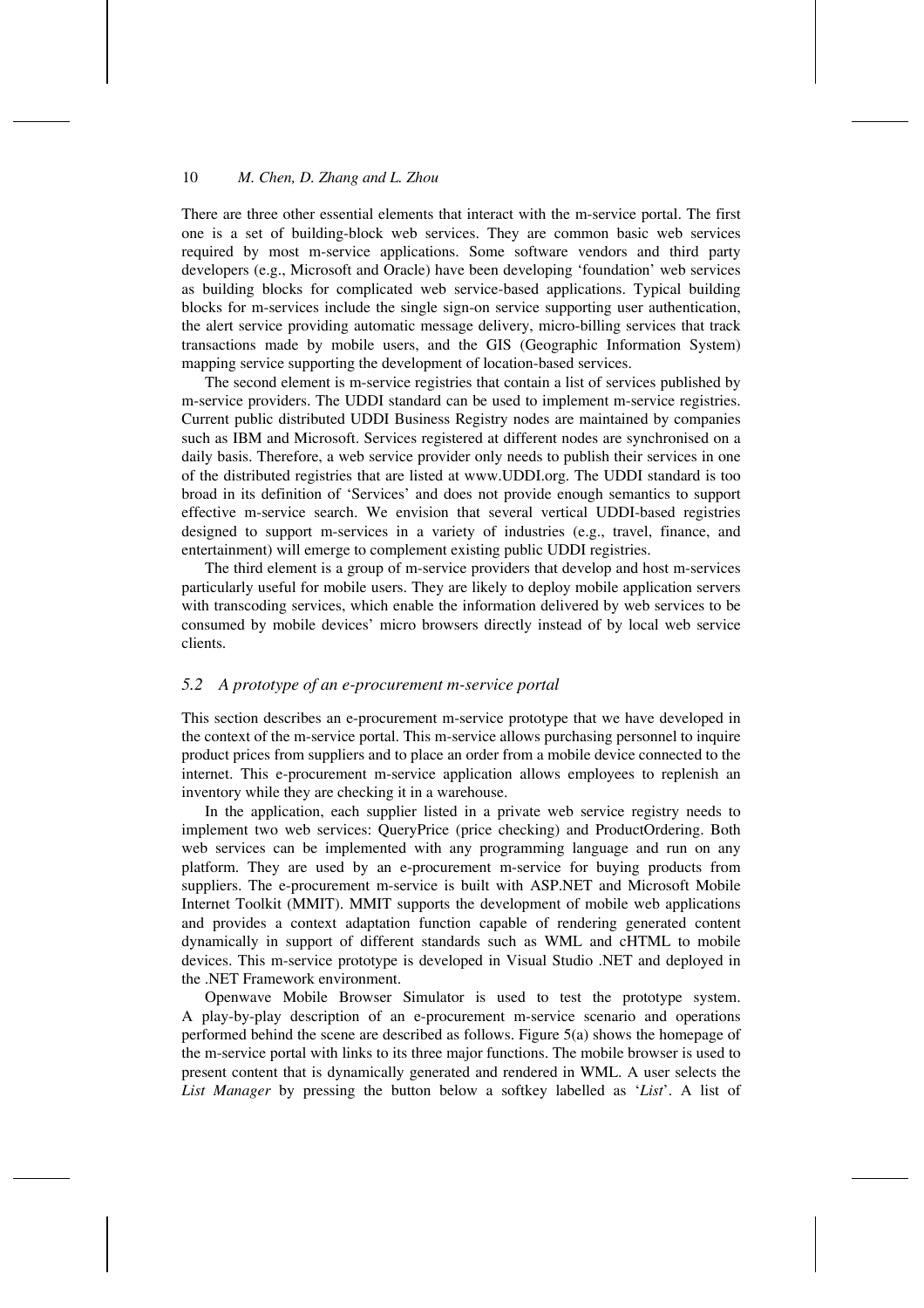There are three other essential elements that interact with the m-service portal. The first one is a set of building-block web services. They are common basic web services required by most m-service applications. Some software vendors and third party developers (e.g., Microsoft and Oracle) have been developing 'foundation' web services as building blocks for complicated web service-based applications. Typical building blocks for m-services include the single sign-on service supporting user authentication, the alert service providing automatic message delivery, micro-billing services that track transactions made by mobile users, and the GIS (Geographic Information System) mapping service supporting the development of location-based services.

The second element is m-service registries that contain a list of services published by m-service providers. The UDDI standard can be used to implement m-service registries. Current public distributed UDDI Business Registry nodes are maintained by companies such as IBM and Microsoft. Services registered at different nodes are synchronised on a daily basis. Therefore, a web service provider only needs to publish their services in one of the distributed registries that are listed at www.UDDI.org. The UDDI standard is too broad in its definition of 'Services' and does not provide enough semantics to support effective m-service search. We envision that several vertical UDDI-based registries designed to support m-services in a variety of industries (e.g., travel, finance, and entertainment) will emerge to complement existing public UDDI registries.

The third element is a group of m-service providers that develop and host m-services particularly useful for mobile users. They are likely to deploy mobile application servers with transcoding services, which enable the information delivered by web services to be consumed by mobile devices' micro browsers directly instead of by local web service clients.

### *5.2 A prototype of an e-procurement m-service portal*

This section describes an e-procurement m-service prototype that we have developed in the context of the m-service portal. This m-service allows purchasing personnel to inquire product prices from suppliers and to place an order from a mobile device connected to the internet. This e-procurement m-service application allows employees to replenish an inventory while they are checking it in a warehouse.

In the application, each supplier listed in a private web service registry needs to implement two web services: QueryPrice (price checking) and ProductOrdering. Both web services can be implemented with any programming language and run on any platform. They are used by an e-procurement m-service for buying products from suppliers. The e-procurement m-service is built with ASP.NET and Microsoft Mobile Internet Toolkit (MMIT). MMIT supports the development of mobile web applications and provides a context adaptation function capable of rendering generated content dynamically in support of different standards such as WML and cHTML to mobile devices. This m-service prototype is developed in Visual Studio .NET and deployed in the .NET Framework environment.

Openwave Mobile Browser Simulator is used to test the prototype system. A play-by-play description of an e-procurement m-service scenario and operations performed behind the scene are described as follows. Figure 5(a) shows the homepage of the m-service portal with links to its three major functions. The mobile browser is used to present content that is dynamically generated and rendered in WML. A user selects the *List Manager* by pressing the button below a softkey labelled as '*List*'. A list of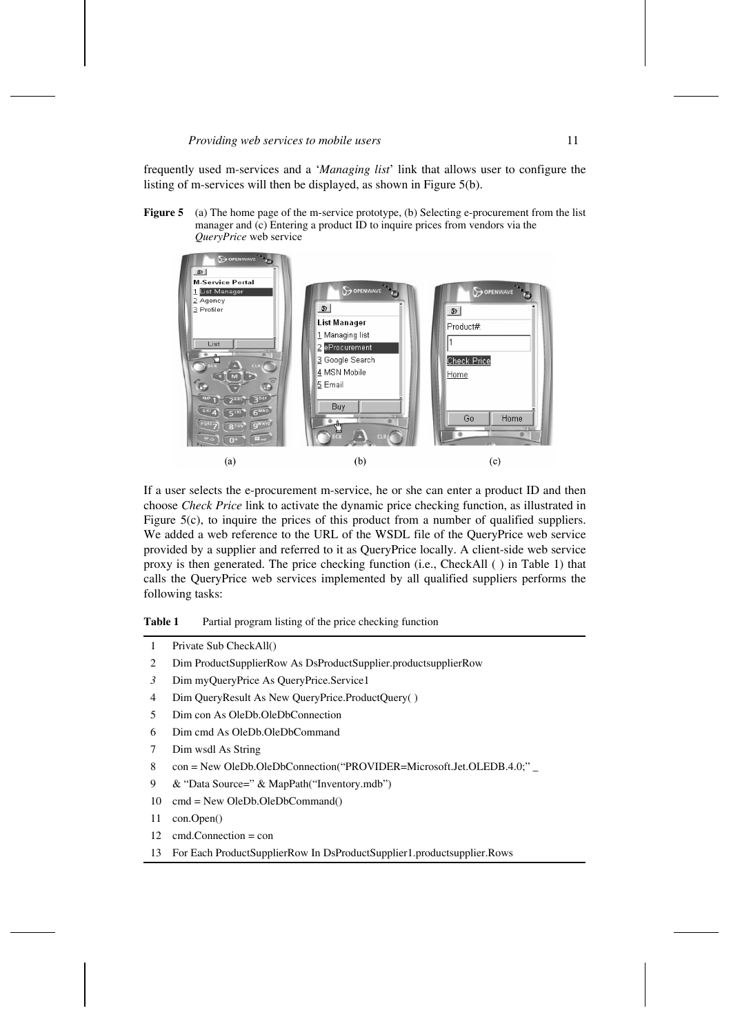frequently used m-services and a '*Managing list*' link that allows user to configure the listing of m-services will then be displayed, as shown in Figure 5(b).

**Figure 5** (a) The home page of the m-service prototype, (b) Selecting e-procurement from the list manager and (c) Entering a product ID to inquire prices from vendors via the *QueryPrice* web service

If a user selects the e-procurement m-service, he or she can enter a product ID and then choose *Check Price* link to activate the dynamic price checking function, as illustrated in Figure 5(c), to inquire the prices of this product from a number of qualified suppliers. We added a web reference to the URL of the WSDL file of the QueryPrice web service provided by a supplier and referred to it as QueryPrice locally. A client-side web service proxy is then generated. The price checking function (i.e., CheckAll ( ) in Table 1) that calls the QueryPrice web services implemented by all qualified suppliers performs the following tasks:

**Table 1** Partial program listing of the price checking function

```
1  Private Sub CheckAll()
2  Dim ProductSupplierRow As DsProductSupplier.productsupplierRow
3  Dim myQueryPrice As QueryPrice.Service1
4  Dim QueryResult As New QueryPrice.ProductQuery( )
5  Dim con As OleDb.OleDbConnection
6  Dim cmd As OleDb.OleDbCommand
7  Dim wsdl As String
8  con = New OleDb.OleDbConnection("PROVIDER=Microsoft.Jet.OLEDB.4.0;" _
9  & "Data Source=" & MapPath("Inventory.mdb")
10 cmd = New OleDb.OleDbCommand()
11 con.Open()
12 cmd.Connection = con
13 For Each ProductSupplierRow In DsProductSupplier1.productsupplier.Rows
```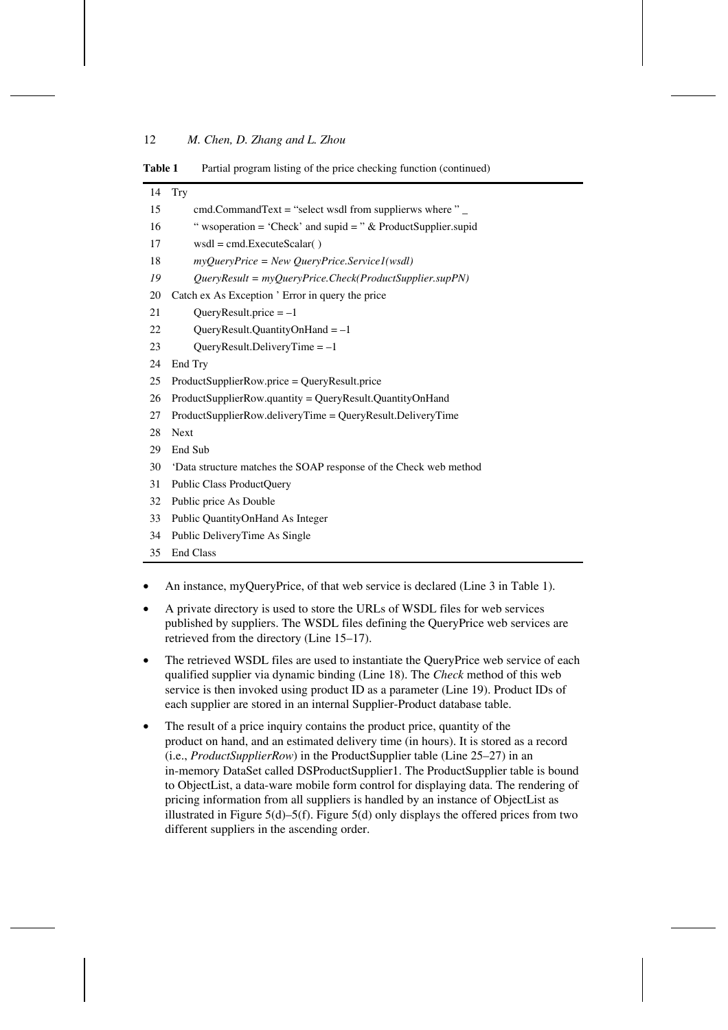**Table 1** Partial program listing of the price checking function (continued)

```
14  Try
15      cmd.CommandText = "select wsdl from supplierws where " _
16      " wsoperation = 'Check' and supid = " & ProductSupplier.supid
17      wsdl = cmd.ExecuteScalar( )
18      myQueryPrice = New QueryPrice.Service1(wsdl)
19      QueryResult = myQueryPrice.Check(ProductSupplier.supPN)
20  Catch ex As Exception ' Error in query the price
21      QueryResult.price = –1
22      QueryResult.QuantityOnHand = –1
23      QueryResult.DeliveryTime = –1
24  End Try
25  ProductSupplierRow.price = QueryResult.price
26  ProductSupplierRow.quantity = QueryResult.QuantityOnHand
27  ProductSupplierRow.deliveryTime = QueryResult.DeliveryTime
28  Next
29  End Sub
30  'Data structure matches the SOAP response of the Check web method
31  Public Class ProductQuery
32  Public price As Double
33  Public QuantityOnHand As Integer
34  Public DeliveryTime As Single
35  End Class
```

- An instance, myQueryPrice, of that web service is declared (Line 3 in Table 1).
- A private directory is used to store the URLs of WSDL files for web services published by suppliers. The WSDL files defining the QueryPrice web services are retrieved from the directory (Line 15–17).
- The retrieved WSDL files are used to instantiate the QueryPrice web service of each qualified supplier via dynamic binding (Line 18). The *Check* method of this web service is then invoked using product ID as a parameter (Line 19). Product IDs of each supplier are stored in an internal Supplier-Product database table.
- The result of a price inquiry contains the product price, quantity of the product on hand, and an estimated delivery time (in hours). It is stored as a record (i.e., *ProductSupplierRow*) in the ProductSupplier table (Line 25–27) in an in-memory DataSet called DSProductSupplier1. The ProductSupplier table is bound to ObjectList, a data-ware mobile form control for displaying data. The rendering of pricing information from all suppliers is handled by an instance of ObjectList as illustrated in Figure 5(d)–5(f). Figure 5(d) only displays the offered prices from two different suppliers in the ascending order.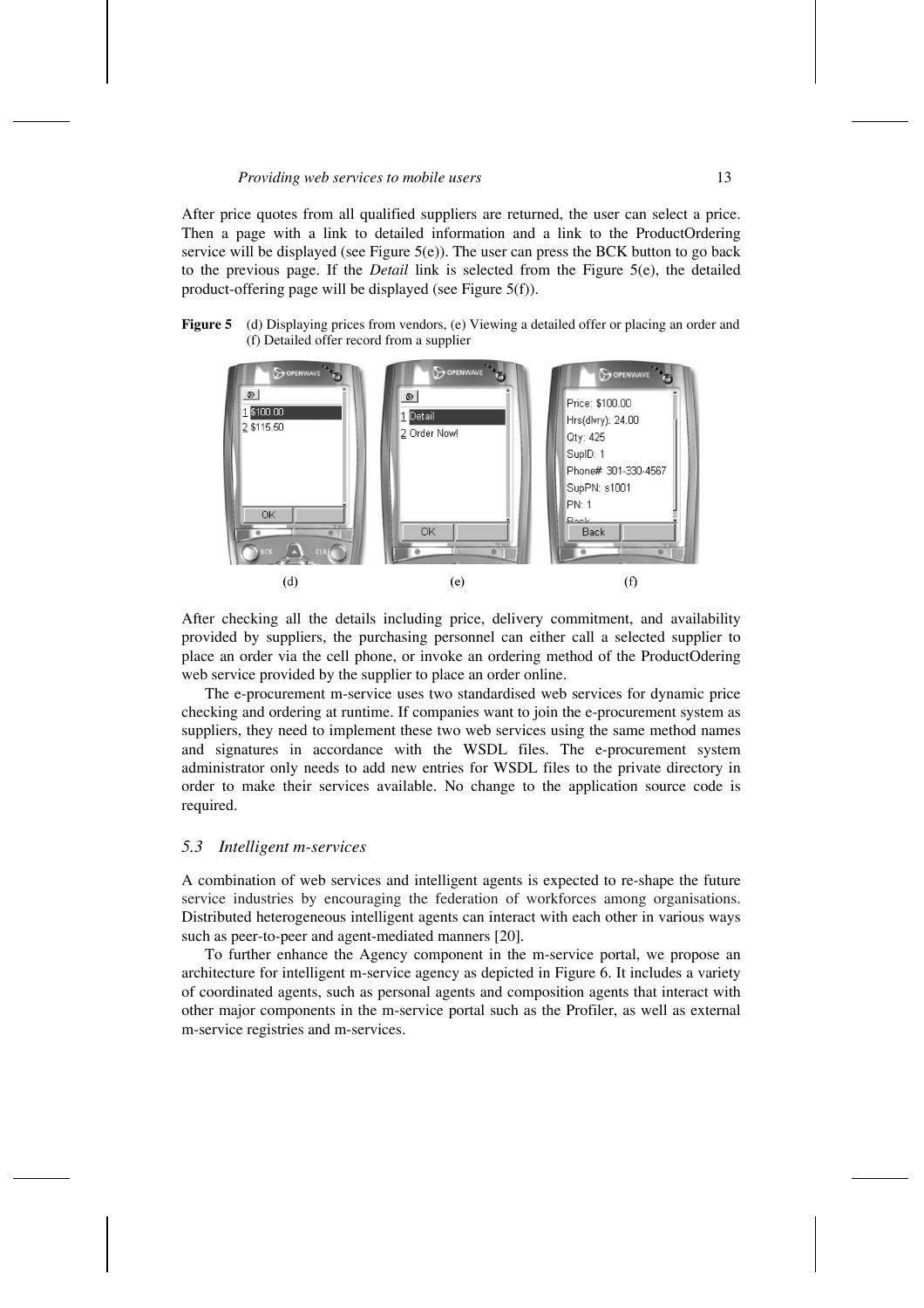After price quotes from all qualified suppliers are returned, the user can select a price. Then a page with a link to detailed information and a link to the ProductOrdering service will be displayed (see Figure 5(e)). The user can press the BCK button to go back to the previous page. If the *Detail* link is selected from the Figure 5(e), the detailed product-offering page will be displayed (see Figure 5(f)).

**Figure 5** (d) Displaying prices from vendors, (e) Viewing a detailed offer or placing an order and (f) Detailed offer record from a supplier

After checking all the details including price, delivery commitment, and availability provided by suppliers, the purchasing personnel can either call a selected supplier to place an order via the cell phone, or invoke an ordering method of the ProductOdering web service provided by the supplier to place an order online.

The e-procurement m-service uses two standardised web services for dynamic price checking and ordering at runtime. If companies want to join the e-procurement system as suppliers, they need to implement these two web services using the same method names and signatures in accordance with the WSDL files. The e-procurement system administrator only needs to add new entries for WSDL files to the private directory in order to make their services available. No change to the application source code is required.

### *5.3 Intelligent m-services*

A combination of web services and intelligent agents is expected to re-shape the future service industries by encouraging the federation of workforces among organisations. Distributed heterogeneous intelligent agents can interact with each other in various ways such as peer-to-peer and agent-mediated manners [20].

To further enhance the Agency component in the m-service portal, we propose an architecture for intelligent m-service agency as depicted in Figure 6. It includes a variety of coordinated agents, such as personal agents and composition agents that interact with other major components in the m-service portal such as the Profiler, as well as external m-service registries and m-services.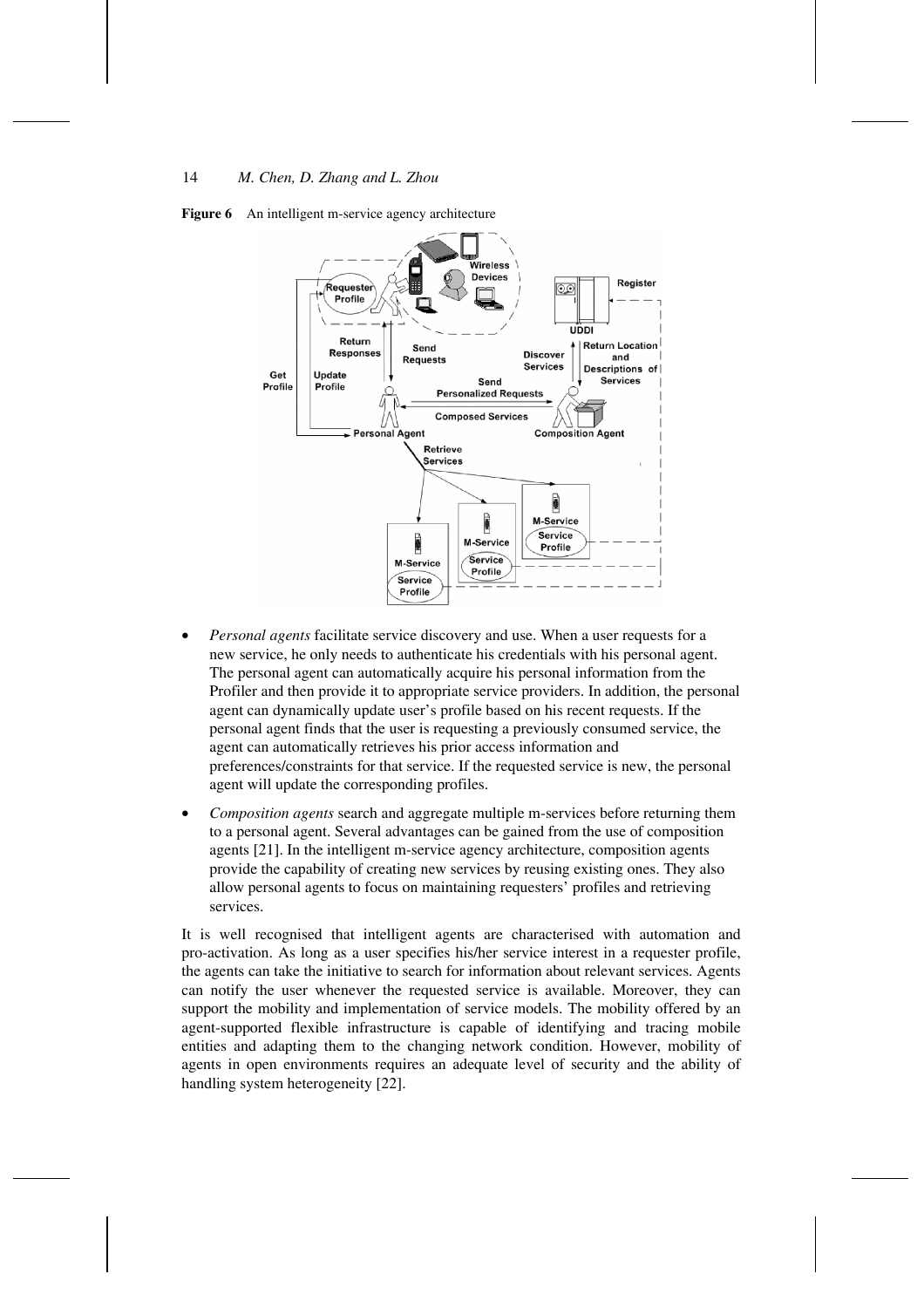**Figure 6** An intelligent m-service agency architecture

- *Personal agents* facilitate service discovery and use. When a user requests for a new service, he only needs to authenticate his credentials with his personal agent. The personal agent can automatically acquire his personal information from the Profiler and then provide it to appropriate service providers. In addition, the personal agent can dynamically update user's profile based on his recent requests. If the personal agent finds that the user is requesting a previously consumed service, the agent can automatically retrieves his prior access information and preferences/constraints for that service. If the requested service is new, the personal agent will update the corresponding profiles.
- *Composition agents* search and aggregate multiple m-services before returning them to a personal agent. Several advantages can be gained from the use of composition agents [21]. In the intelligent m-service agency architecture, composition agents provide the capability of creating new services by reusing existing ones. They also allow personal agents to focus on maintaining requesters' profiles and retrieving services.

It is well recognised that intelligent agents are characterised with automation and pro-activation. As long as a user specifies his/her service interest in a requester profile, the agents can take the initiative to search for information about relevant services. Agents can notify the user whenever the requested service is available. Moreover, they can support the mobility and implementation of service models. The mobility offered by an agent-supported flexible infrastructure is capable of identifying and tracing mobile entities and adapting them to the changing network condition. However, mobility of agents in open environments requires an adequate level of security and the ability of handling system heterogeneity [22].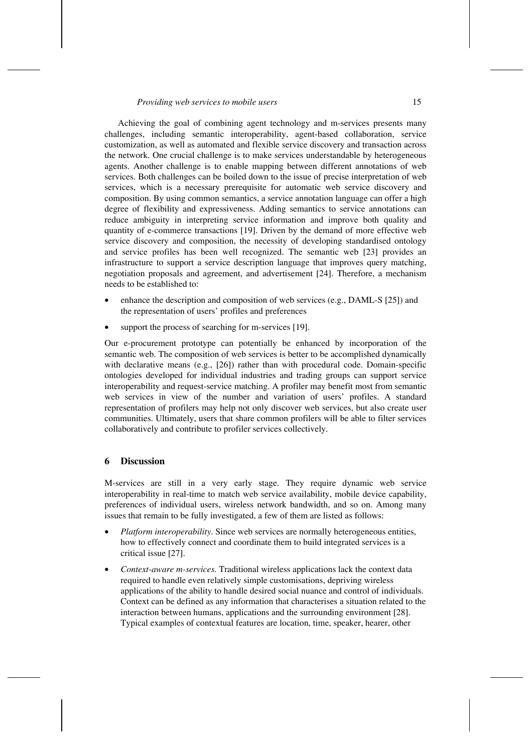Achieving the goal of combining agent technology and m-services presents many challenges, including semantic interoperability, agent-based collaboration, service customization, as well as automated and flexible service discovery and transaction across the network. One crucial challenge is to make services understandable by heterogeneous agents. Another challenge is to enable mapping between different annotations of web services. Both challenges can be boiled down to the issue of precise interpretation of web services, which is a necessary prerequisite for automatic web service discovery and composition. By using common semantics, a service annotation language can offer a high degree of flexibility and expressiveness. Adding semantics to service annotations can reduce ambiguity in interpreting service information and improve both quality and quantity of e-commerce transactions [19]. Driven by the demand of more effective web service discovery and composition, the necessity of developing standardised ontology and service profiles has been well recognized. The semantic web [23] provides an infrastructure to support a service description language that improves query matching, negotiation proposals and agreement, and advertisement [24]. Therefore, a mechanism needs to be established to:

- enhance the description and composition of web services (e.g., DAML-S [25]) and the representation of users' profiles and preferences
- support the process of searching for m-services [19].

Our e-procurement prototype can potentially be enhanced by incorporation of the semantic web. The composition of web services is better to be accomplished dynamically with declarative means (e.g., [26]) rather than with procedural code. Domain-specific ontologies developed for individual industries and trading groups can support service interoperability and request-service matching. A profiler may benefit most from semantic web services in view of the number and variation of users' profiles. A standard representation of profilers may help not only discover web services, but also create user communities. Ultimately, users that share common profilers will be able to filter services collaboratively and contribute to profiler services collectively.

## 6 Discussion

M-services are still in a very early stage. They require dynamic web service interoperability in real-time to match web service availability, mobile device capability, preferences of individual users, wireless network bandwidth, and so on. Among many issues that remain to be fully investigated, a few of them are listed as follows:

- *Platform interoperability*. Since web services are normally heterogeneous entities, how to effectively connect and coordinate them to build integrated services is a critical issue [27].
- *Context-aware m-services.* Traditional wireless applications lack the context data required to handle even relatively simple customisations, depriving wireless applications of the ability to handle desired social nuance and control of individuals. Context can be defined as any information that characterises a situation related to the interaction between humans, applications and the surrounding environment [28]. Typical examples of contextual features are location, time, speaker, hearer, other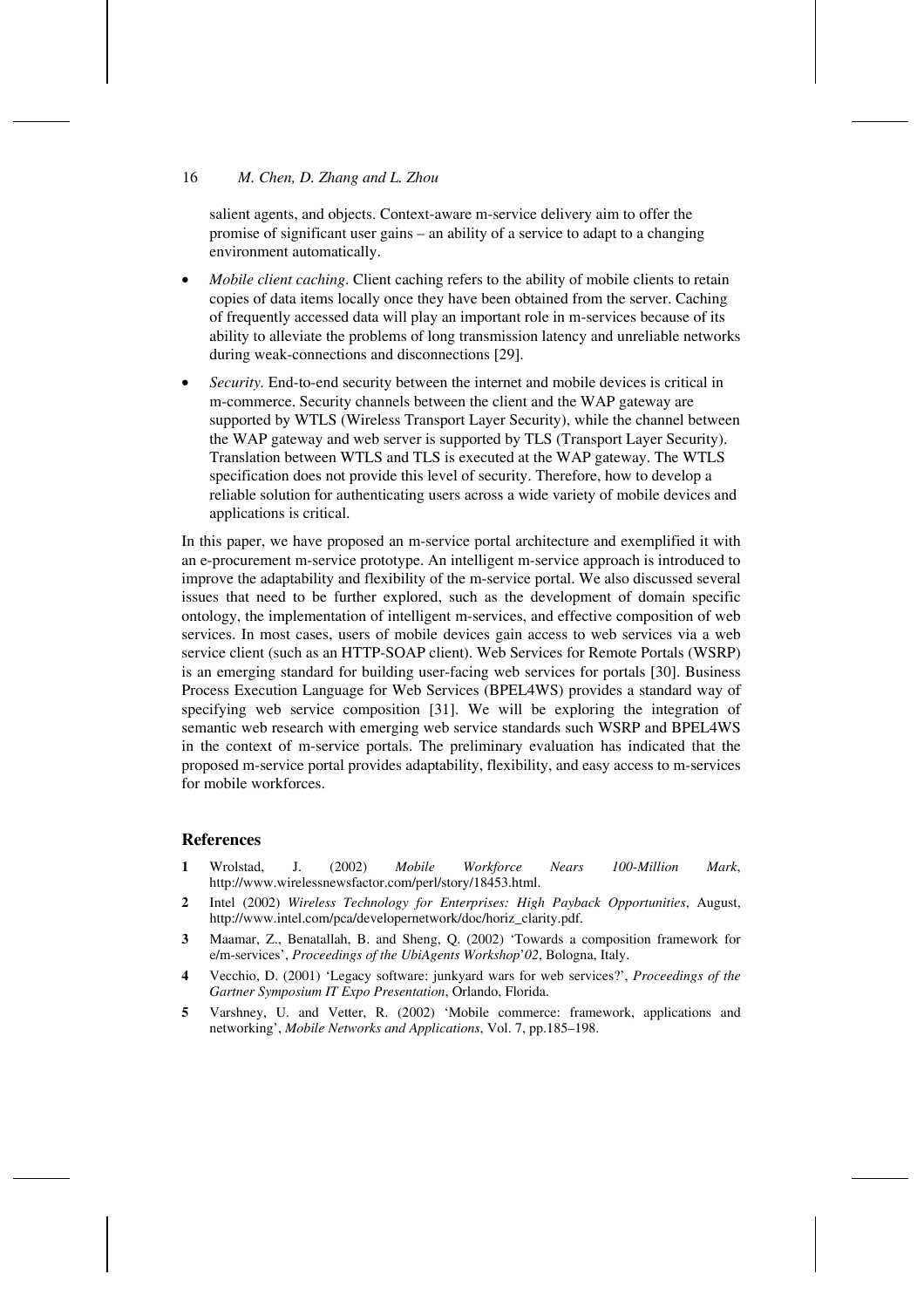salient agents, and objects. Context-aware m-service delivery aim to offer the promise of significant user gains – an ability of a service to adapt to a changing environment automatically.

- *Mobile client caching*. Client caching refers to the ability of mobile clients to retain copies of data items locally once they have been obtained from the server. Caching of frequently accessed data will play an important role in m-services because of its ability to alleviate the problems of long transmission latency and unreliable networks during weak-connections and disconnections [29].
- *Security*. End-to-end security between the internet and mobile devices is critical in m-commerce. Security channels between the client and the WAP gateway are supported by WTLS (Wireless Transport Layer Security), while the channel between the WAP gateway and web server is supported by TLS (Transport Layer Security). Translation between WTLS and TLS is executed at the WAP gateway. The WTLS specification does not provide this level of security. Therefore, how to develop a reliable solution for authenticating users across a wide variety of mobile devices and applications is critical.

In this paper, we have proposed an m-service portal architecture and exemplified it with an e-procurement m-service prototype. An intelligent m-service approach is introduced to improve the adaptability and flexibility of the m-service portal. We also discussed several issues that need to be further explored, such as the development of domain specific ontology, the implementation of intelligent m-services, and effective composition of web services. In most cases, users of mobile devices gain access to web services via a web service client (such as an HTTP-SOAP client). Web Services for Remote Portals (WSRP) is an emerging standard for building user-facing web services for portals [30]. Business Process Execution Language for Web Services (BPEL4WS) provides a standard way of specifying web service composition [31]. We will be exploring the integration of semantic web research with emerging web service standards such WSRP and BPEL4WS in the context of m-service portals. The preliminary evaluation has indicated that the proposed m-service portal provides adaptability, flexibility, and easy access to m-services for mobile workforces.

## References

1. Wrolstad, J. (2002) *Mobile Workforce Nears 100-Million Mark*, http://www.wirelessnewsfactor.com/perl/story/18453.html.
2. Intel (2002) *Wireless Technology for Enterprises: High Payback Opportunities*, August, http://www.intel.com/pca/developernetwork/doc/horiz_clarity.pdf.
3. Maamar, Z., Benatallah, B. and Sheng, Q. (2002) 'Towards a composition framework for e/m-services', *Proceedings of the UbiAgents Workshop'02*, Bologna, Italy.
4. Vecchio, D. (2001) 'Legacy software: junkyard wars for web services?', *Proceedings of the Gartner Symposium IT Expo Presentation*, Orlando, Florida.
5. Varshney, U. and Vetter, R. (2002) 'Mobile commerce: framework, applications and networking', *Mobile Networks and Applications*, Vol. 7, pp.185–198.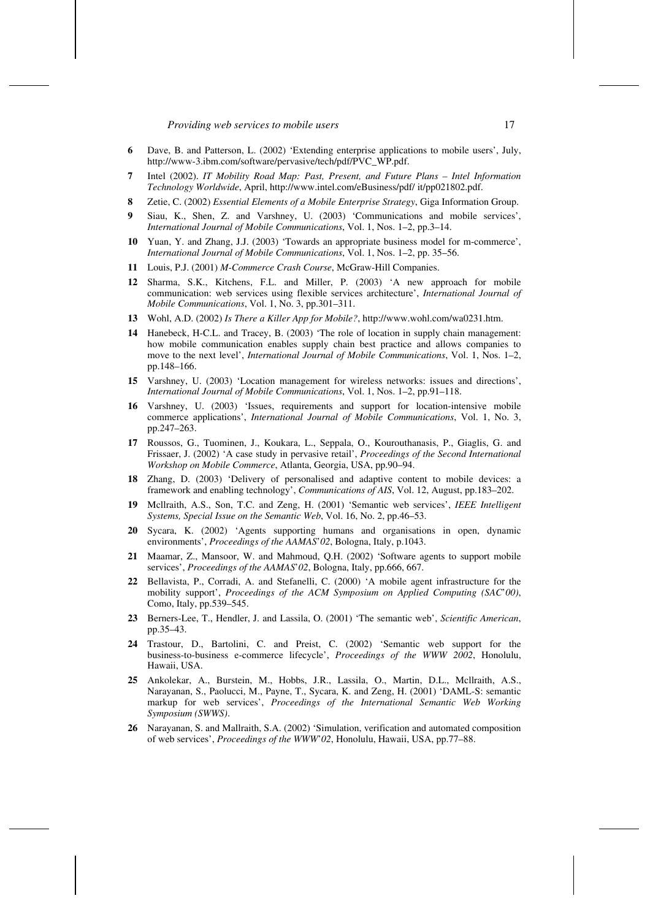6. Dave, B. and Patterson, L. (2002) 'Extending enterprise applications to mobile users', July, http://www-3.ibm.com/software/pervasive/tech/pdf/PVC_WP.pdf.
7. Intel (2002). *IT Mobility Road Map: Past, Present, and Future Plans – Intel Information Technology Worldwide*, April, http://www.intel.com/eBusiness/pdf/ it/pp021802.pdf.
8. Zetie, C. (2002) *Essential Elements of a Mobile Enterprise Strategy*, Giga Information Group.
9. Siau, K., Shen, Z. and Varshney, U. (2003) 'Communications and mobile services', *International Journal of Mobile Communications*, Vol. 1, Nos. 1–2, pp.3–14.
10. Yuan, Y. and Zhang, J.J. (2003) 'Towards an appropriate business model for m-commerce', *International Journal of Mobile Communications*, Vol. 1, Nos. 1–2, pp. 35–56.
11. Louis, P.J. (2001) *M-Commerce Crash Course*, McGraw-Hill Companies.
12. Sharma, S.K., Kitchens, F.L. and Miller, P. (2003) 'A new approach for mobile communication: web services using flexible services architecture', *International Journal of Mobile Communications*, Vol. 1, No. 3, pp.301–311.
13. Wohl, A.D. (2002) *Is There a Killer App for Mobile?*, http://www.wohl.com/wa0231.htm.
14. Hanebeck, H-C.L. and Tracey, B. (2003) 'The role of location in supply chain management: how mobile communication enables supply chain best practice and allows companies to move to the next level', *International Journal of Mobile Communications*, Vol. 1, Nos. 1–2, pp.148–166.
15. Varshney, U. (2003) 'Location management for wireless networks: issues and directions', *International Journal of Mobile Communications*, Vol. 1, Nos. 1–2, pp.91–118.
16. Varshney, U. (2003) 'Issues, requirements and support for location-intensive mobile commerce applications', *International Journal of Mobile Communications*, Vol. 1, No. 3, pp.247–263.
17. Roussos, G., Tuominen, J., Koukara, L., Seppala, O., Kourouthanasis, P., Giaglis, G. and Frissaer, J. (2002) 'A case study in pervasive retail', *Proceedings of the Second International Workshop on Mobile Commerce*, Atlanta, Georgia, USA, pp.90–94.
18. Zhang, D. (2003) 'Delivery of personalised and adaptive content to mobile devices: a framework and enabling technology', *Communications of AIS*, Vol. 12, August, pp.183–202.
19. Mcllraith, A.S., Son, T.C. and Zeng, H. (2001) 'Semantic web services', *IEEE Intelligent Systems, Special Issue on the Semantic Web*, Vol. 16, No. 2, pp.46–53.
20. Sycara, K. (2002) 'Agents supporting humans and organisations in open, dynamic environments', *Proceedings of the AAMAS'02*, Bologna, Italy, p.1043.
21. Maamar, Z., Mansoor, W. and Mahmoud, Q.H. (2002) 'Software agents to support mobile services', *Proceedings of the AAMAS'02*, Bologna, Italy, pp.666, 667.
22. Bellavista, P., Corradi, A. and Stefanelli, C. (2000) 'A mobile agent infrastructure for the mobility support', *Proceedings of the ACM Symposium on Applied Computing (SAC'00)*, Como, Italy, pp.539–545.
23. Berners-Lee, T., Hendler, J. and Lassila, O. (2001) 'The semantic web', *Scientific American*, pp.35–43.
24. Trastour, D., Bartolini, C. and Preist, C. (2002) 'Semantic web support for the business-to-business e-commerce lifecycle', *Proceedings of the WWW 2002*, Honolulu, Hawaii, USA.
25. Ankolekar, A., Burstein, M., Hobbs, J.R., Lassila, O., Martin, D.L., Mcllraith, A.S., Narayanan, S., Paolucci, M., Payne, T., Sycara, K. and Zeng, H. (2001) 'DAML-S: semantic markup for web services', *Proceedings of the International Semantic Web Working Symposium (SWWS)*.
26. Narayanan, S. and Mallraith, S.A. (2002) 'Simulation, verification and automated composition of web services', *Proceedings of the WWW'02*, Honolulu, Hawaii, USA, pp.77–88.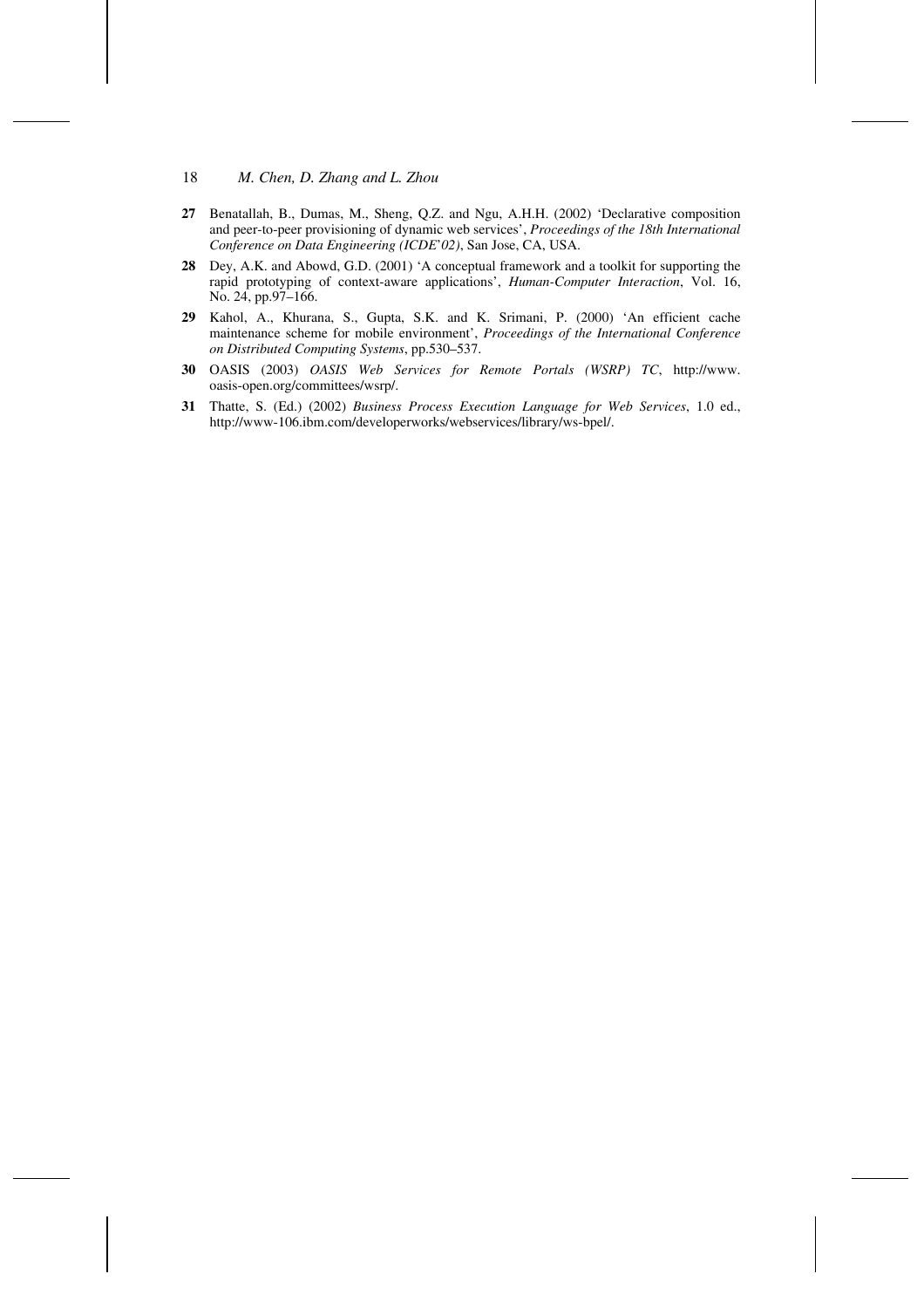**27** Benatallah, B., Dumas, M., Sheng, Q.Z. and Ngu, A.H.H. (2002) 'Declarative composition and peer-to-peer provisioning of dynamic web services', *Proceedings of the 18th International Conference on Data Engineering (ICDE'02)*, San Jose, CA, USA.

**28** Dey, A.K. and Abowd, G.D. (2001) 'A conceptual framework and a toolkit for supporting the rapid prototyping of context-aware applications', *Human-Computer Interaction*, Vol. 16, No. 24, pp.97–166.

**29** Kahol, A., Khurana, S., Gupta, S.K. and K. Srimani, P. (2000) 'An efficient cache maintenance scheme for mobile environment', *Proceedings of the International Conference on Distributed Computing Systems*, pp.530–537.

**30** OASIS (2003) *OASIS Web Services for Remote Portals (WSRP) TC*, http://www.oasis-open.org/committees/wsrp/.

**31** Thatte, S. (Ed.) (2002) *Business Process Execution Language for Web Services*, 1.0 ed., http://www-106.ibm.com/developerworks/webservices/library/ws-bpel/.